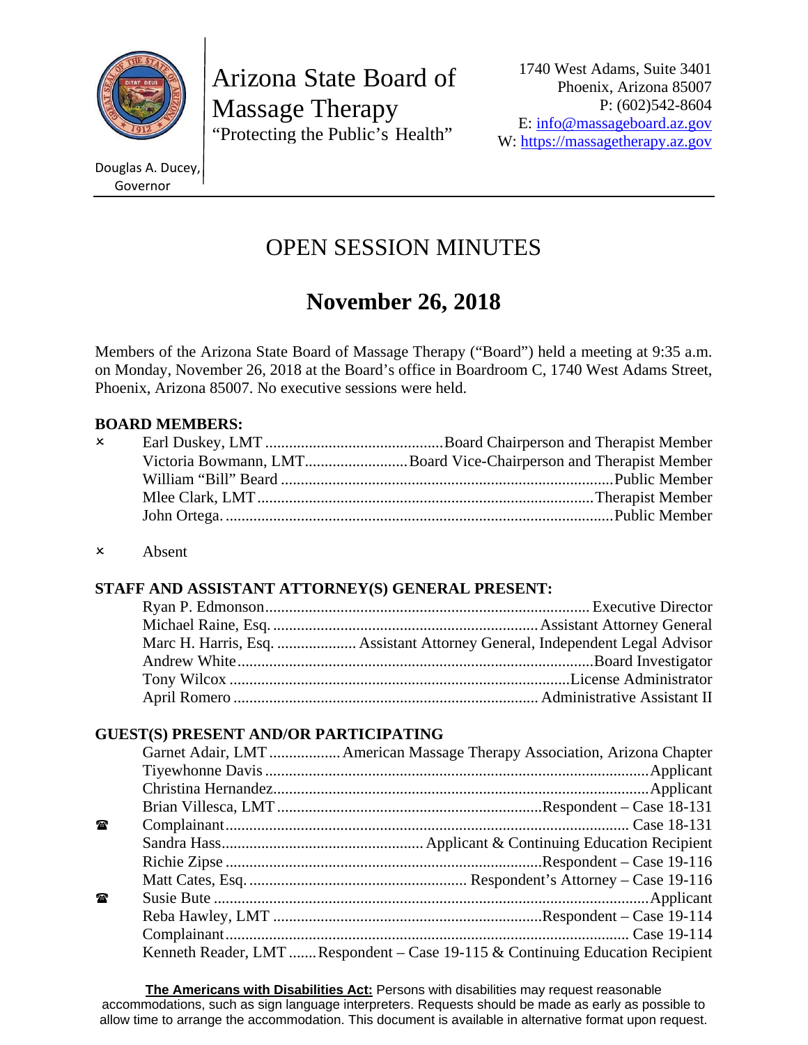Arizona State Board of Massage Therapy
"Protecting the Public's Health"

1740 West Adams, Suite 3401
Phoenix, Arizona 85007
P: (602)542-8604
E: info@massageboard.az.gov
W: https://massagetherapy.az.gov

Douglas A. Ducey, Governor

# OPEN SESSION MINUTES

## November 26, 2018

Members of the Arizona State Board of Massage Therapy ("Board") held a meeting at 9:35 a.m. on Monday, November 26, 2018 at the Board's office in Boardroom C, 1740 West Adams Street, Phoenix, Arizona 85007. No executive sessions were held.

**BOARD MEMBERS:**

| | | |
|---|---|---|
| × | Earl Duskey, LMT | Board Chairperson and Therapist Member |
| | Victoria Bowmann, LMT | Board Vice-Chairperson and Therapist Member |
| | William "Bill" Beard | Public Member |
| | Mlee Clark, LMT | Therapist Member |
| | John Ortega. | Public Member |

× Absent

**STAFF AND ASSISTANT ATTORNEY(S) GENERAL PRESENT:**

| | |
|---|---|
| Ryan P. Edmonson | Executive Director |
| Michael Raine, Esq. | Assistant Attorney General |
| Marc H. Harris, Esq. | Assistant Attorney General, Independent Legal Advisor |
| Andrew White | Board Investigator |
| Tony Wilcox | License Administrator |
| April Romero | Administrative Assistant II |

**GUEST(S) PRESENT AND/OR PARTICIPATING**

| | | |
|---|---|---|
| | Garnet Adair, LMT | American Massage Therapy Association, Arizona Chapter |
| | Tiyewhonne Davis | Applicant |
| | Christina Hernandez | Applicant |
| | Brian Villesca, LMT | Respondent – Case 18-131 |
| ☎ | Complainant | Case 18-131 |
| | Sandra Hass | Applicant & Continuing Education Recipient |
| | Richie Zipse | Respondent – Case 19-116 |
| | Matt Cates, Esq. | Respondent's Attorney – Case 19-116 |
| ☎ | Susie Bute | Applicant |
| | Reba Hawley, LMT | Respondent – Case 19-114 |
| | Complainant | Case 19-114 |
| | Kenneth Reader, LMT | Respondent – Case 19-115 & Continuing Education Recipient |

**The Americans with Disabilities Act:** Persons with disabilities may request reasonable accommodations, such as sign language interpreters. Requests should be made as early as possible to allow time to arrange the accommodation. This document is available in alternative format upon request.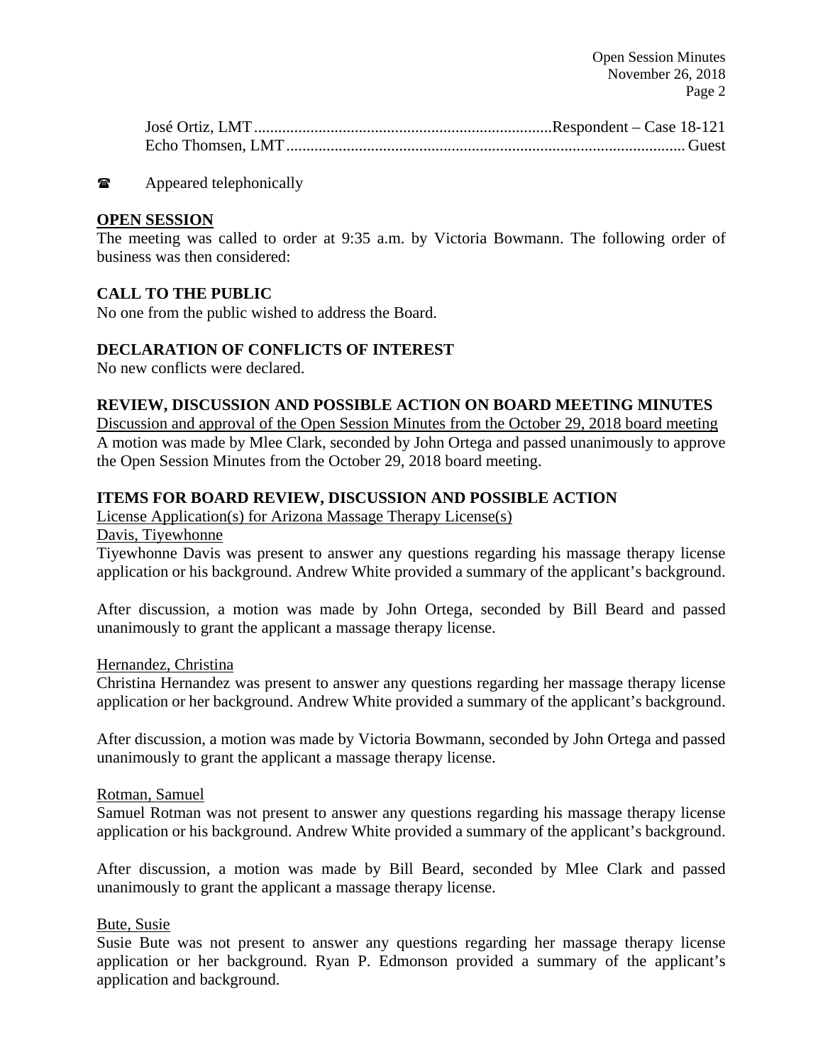José Ortiz, LMT ........................................................................ Respondent – Case 18-121
Echo Thomsen, LMT ................................................................................................ Guest

☎ Appeared telephonically

## OPEN SESSION

The meeting was called to order at 9:35 a.m. by Victoria Bowmann. The following order of business was then considered:

## CALL TO THE PUBLIC

No one from the public wished to address the Board.

## DECLARATION OF CONFLICTS OF INTEREST

No new conflicts were declared.

## REVIEW, DISCUSSION AND POSSIBLE ACTION ON BOARD MEETING MINUTES

Discussion and approval of the Open Session Minutes from the October 29, 2018 board meeting

A motion was made by Mlee Clark, seconded by John Ortega and passed unanimously to approve the Open Session Minutes from the October 29, 2018 board meeting.

## ITEMS FOR BOARD REVIEW, DISCUSSION AND POSSIBLE ACTION

License Application(s) for Arizona Massage Therapy License(s)

Davis, Tiyewhonne

Tiyewhonne Davis was present to answer any questions regarding his massage therapy license application or his background. Andrew White provided a summary of the applicant's background.

After discussion, a motion was made by John Ortega, seconded by Bill Beard and passed unanimously to grant the applicant a massage therapy license.

Hernandez, Christina

Christina Hernandez was present to answer any questions regarding her massage therapy license application or her background. Andrew White provided a summary of the applicant's background.

After discussion, a motion was made by Victoria Bowmann, seconded by John Ortega and passed unanimously to grant the applicant a massage therapy license.

Rotman, Samuel

Samuel Rotman was not present to answer any questions regarding his massage therapy license application or his background. Andrew White provided a summary of the applicant's background.

After discussion, a motion was made by Bill Beard, seconded by Mlee Clark and passed unanimously to grant the applicant a massage therapy license.

Bute, Susie

Susie Bute was not present to answer any questions regarding her massage therapy license application or her background. Ryan P. Edmonson provided a summary of the applicant's application and background.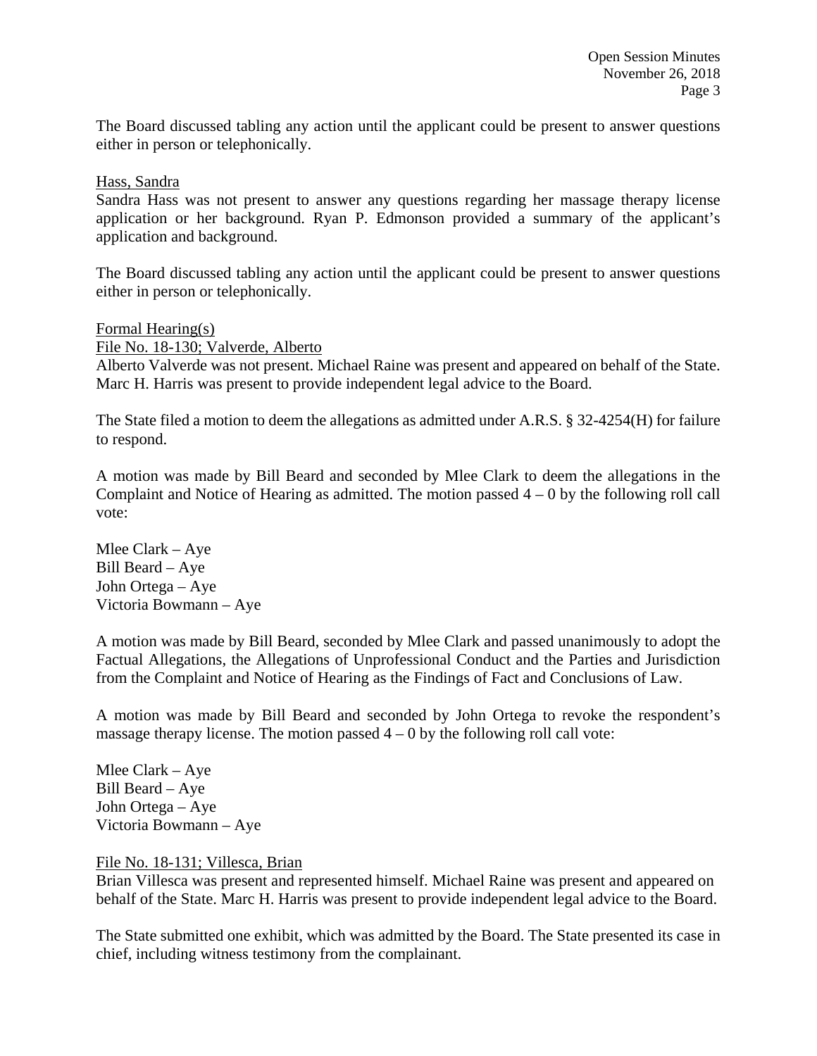The Board discussed tabling any action until the applicant could be present to answer questions either in person or telephonically.

Hass, Sandra

Sandra Hass was not present to answer any questions regarding her massage therapy license application or her background. Ryan P. Edmonson provided a summary of the applicant's application and background.

The Board discussed tabling any action until the applicant could be present to answer questions either in person or telephonically.

Formal Hearing(s)

File No. 18-130; Valverde, Alberto

Alberto Valverde was not present. Michael Raine was present and appeared on behalf of the State. Marc H. Harris was present to provide independent legal advice to the Board.

The State filed a motion to deem the allegations as admitted under A.R.S. § 32-4254(H) for failure to respond.

A motion was made by Bill Beard and seconded by Mlee Clark to deem the allegations in the Complaint and Notice of Hearing as admitted. The motion passed 4 – 0 by the following roll call vote:

Mlee Clark – Aye
Bill Beard – Aye
John Ortega – Aye
Victoria Bowmann – Aye

A motion was made by Bill Beard, seconded by Mlee Clark and passed unanimously to adopt the Factual Allegations, the Allegations of Unprofessional Conduct and the Parties and Jurisdiction from the Complaint and Notice of Hearing as the Findings of Fact and Conclusions of Law.

A motion was made by Bill Beard and seconded by John Ortega to revoke the respondent's massage therapy license. The motion passed 4 – 0 by the following roll call vote:

Mlee Clark – Aye
Bill Beard – Aye
John Ortega – Aye
Victoria Bowmann – Aye

File No. 18-131; Villesca, Brian

Brian Villesca was present and represented himself. Michael Raine was present and appeared on behalf of the State. Marc H. Harris was present to provide independent legal advice to the Board.

The State submitted one exhibit, which was admitted by the Board. The State presented its case in chief, including witness testimony from the complainant.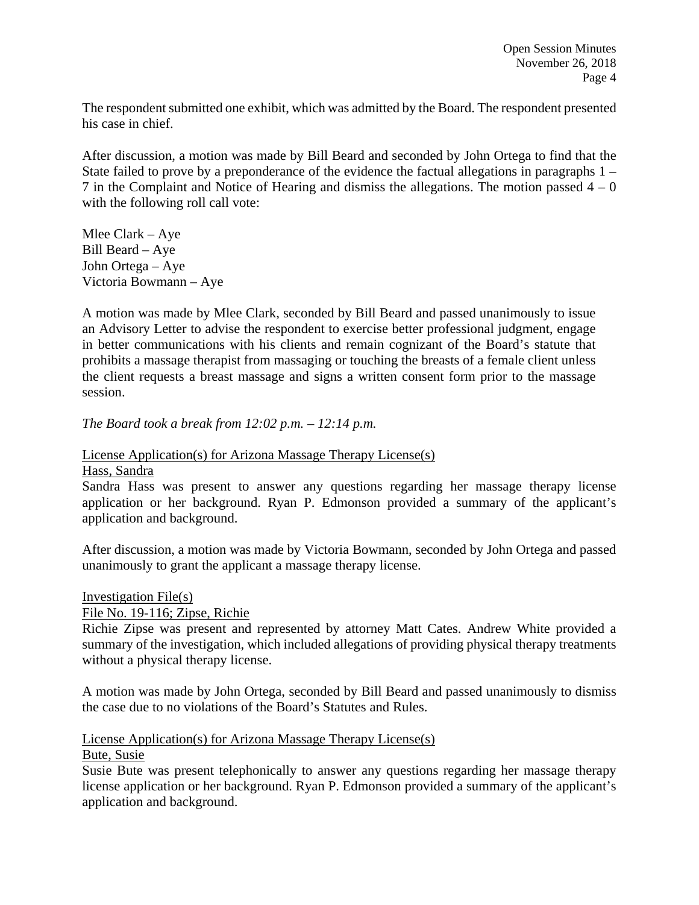The respondent submitted one exhibit, which was admitted by the Board. The respondent presented his case in chief.

After discussion, a motion was made by Bill Beard and seconded by John Ortega to find that the State failed to prove by a preponderance of the evidence the factual allegations in paragraphs 1 – 7 in the Complaint and Notice of Hearing and dismiss the allegations. The motion passed 4 – 0 with the following roll call vote:

Mlee Clark – Aye
Bill Beard – Aye
John Ortega – Aye
Victoria Bowmann – Aye

A motion was made by Mlee Clark, seconded by Bill Beard and passed unanimously to issue an Advisory Letter to advise the respondent to exercise better professional judgment, engage in better communications with his clients and remain cognizant of the Board's statute that prohibits a massage therapist from massaging or touching the breasts of a female client unless the client requests a breast massage and signs a written consent form prior to the massage session.

*The Board took a break from 12:02 p.m. – 12:14 p.m.*

License Application(s) for Arizona Massage Therapy License(s)

Hass, Sandra

Sandra Hass was present to answer any questions regarding her massage therapy license application or her background. Ryan P. Edmonson provided a summary of the applicant's application and background.

After discussion, a motion was made by Victoria Bowmann, seconded by John Ortega and passed unanimously to grant the applicant a massage therapy license.

Investigation File(s)

File No. 19-116; Zipse, Richie

Richie Zipse was present and represented by attorney Matt Cates. Andrew White provided a summary of the investigation, which included allegations of providing physical therapy treatments without a physical therapy license.

A motion was made by John Ortega, seconded by Bill Beard and passed unanimously to dismiss the case due to no violations of the Board's Statutes and Rules.

License Application(s) for Arizona Massage Therapy License(s)

Bute, Susie

Susie Bute was present telephonically to answer any questions regarding her massage therapy license application or her background. Ryan P. Edmonson provided a summary of the applicant's application and background.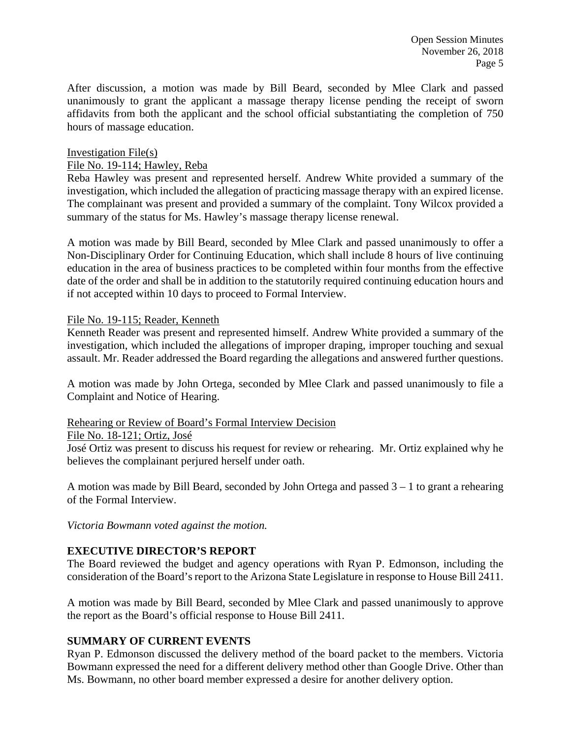After discussion, a motion was made by Bill Beard, seconded by Mlee Clark and passed unanimously to grant the applicant a massage therapy license pending the receipt of sworn affidavits from both the applicant and the school official substantiating the completion of 750 hours of massage education.

Investigation File(s)

File No. 19-114; Hawley, Reba

Reba Hawley was present and represented herself. Andrew White provided a summary of the investigation, which included the allegation of practicing massage therapy with an expired license. The complainant was present and provided a summary of the complaint. Tony Wilcox provided a summary of the status for Ms. Hawley's massage therapy license renewal.

A motion was made by Bill Beard, seconded by Mlee Clark and passed unanimously to offer a Non-Disciplinary Order for Continuing Education, which shall include 8 hours of live continuing education in the area of business practices to be completed within four months from the effective date of the order and shall be in addition to the statutorily required continuing education hours and if not accepted within 10 days to proceed to Formal Interview.

File No. 19-115; Reader, Kenneth

Kenneth Reader was present and represented himself. Andrew White provided a summary of the investigation, which included the allegations of improper draping, improper touching and sexual assault. Mr. Reader addressed the Board regarding the allegations and answered further questions.

A motion was made by John Ortega, seconded by Mlee Clark and passed unanimously to file a Complaint and Notice of Hearing.

Rehearing or Review of Board's Formal Interview Decision

File No. 18-121; Ortiz, José

José Ortiz was present to discuss his request for review or rehearing. Mr. Ortiz explained why he believes the complainant perjured herself under oath.

A motion was made by Bill Beard, seconded by John Ortega and passed 3 – 1 to grant a rehearing of the Formal Interview.

*Victoria Bowmann voted against the motion.*

**EXECUTIVE DIRECTOR'S REPORT**

The Board reviewed the budget and agency operations with Ryan P. Edmonson, including the consideration of the Board's report to the Arizona State Legislature in response to House Bill 2411.

A motion was made by Bill Beard, seconded by Mlee Clark and passed unanimously to approve the report as the Board's official response to House Bill 2411.

**SUMMARY OF CURRENT EVENTS**

Ryan P. Edmonson discussed the delivery method of the board packet to the members. Victoria Bowmann expressed the need for a different delivery method other than Google Drive. Other than Ms. Bowmann, no other board member expressed a desire for another delivery option.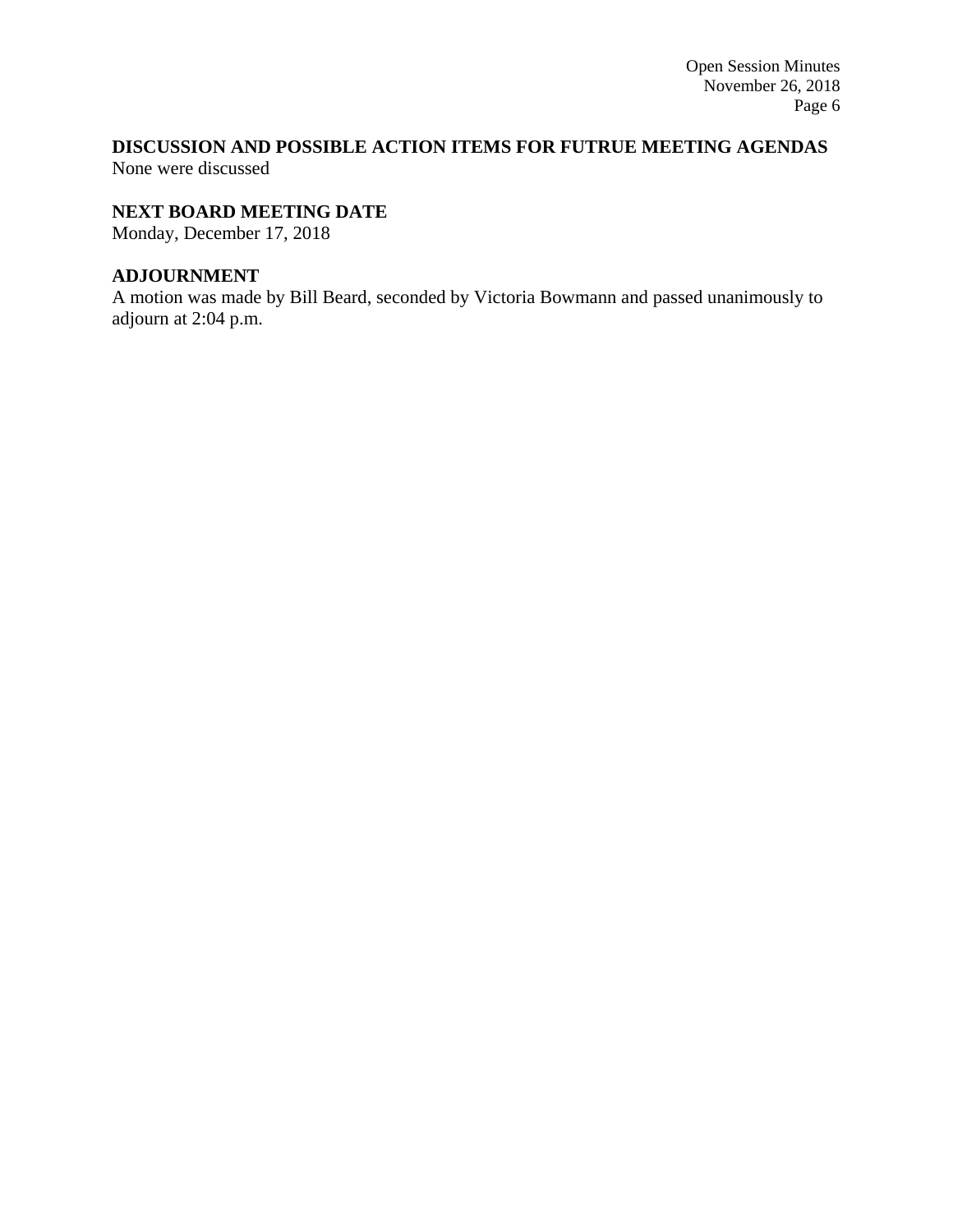**DISCUSSION AND POSSIBLE ACTION ITEMS FOR FUTRUE MEETING AGENDAS**
None were discussed

**NEXT BOARD MEETING DATE**
Monday, December 17, 2018

**ADJOURNMENT**
A motion was made by Bill Beard, seconded by Victoria Bowmann and passed unanimously to adjourn at 2:04 p.m.